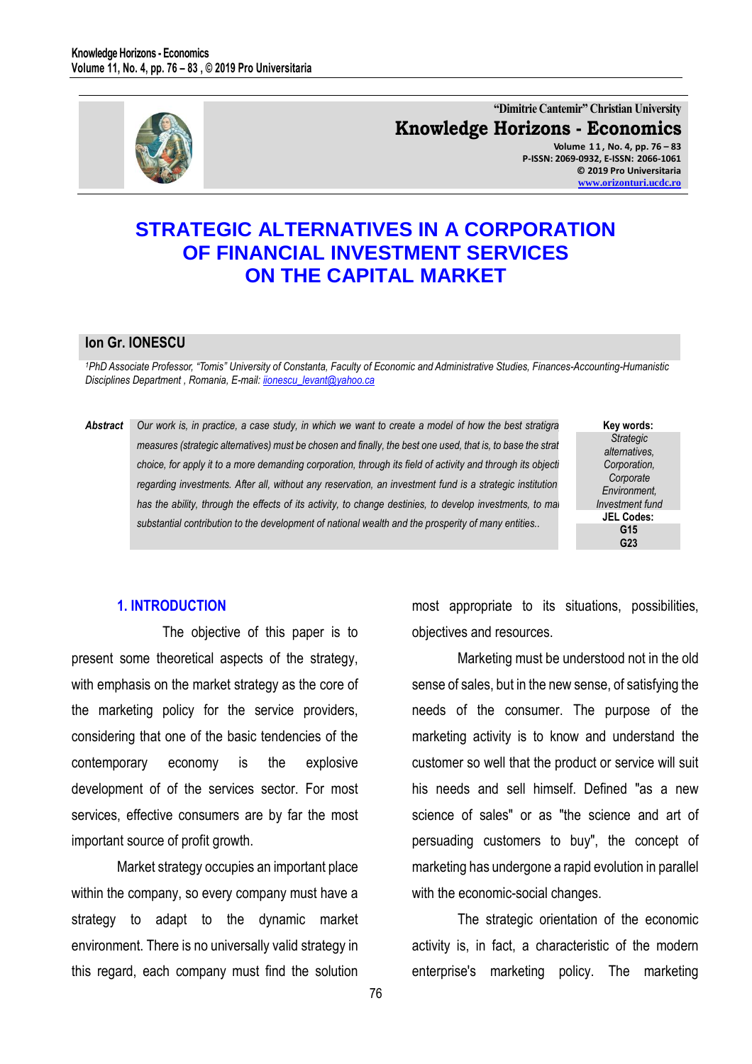# STRATEGIC ALTERNATIVES IN A CORPORATION OF FINANCIAL INVESTMENT SERVICES ON THE CAPITAL MARKET

**Ion Gr. IONESCU**

[1]PhD Associate Professor, "Tomis" University of Constanta, Faculty of Economic and Administrative Studies, Finances-Accounting-Humanistic Disciplines Department , Romania, E-mail: iionescu_levant@yahoo.ca

***Abstract*** *Our work is, in practice, a case study, in which we want to create a model of how the best stratigra measures (strategic alternatives) must be chosen and finally, the best one used, that is, to base the strat choice, for apply it to a more demanding corporation, through its field of activity and through its objecti regarding investments. After all, without any reservation, an investment fund is a strategic institution has the ability, through the effects of its activity, to change destinies, to develop investments, to ma substantial contribution to the development of national wealth and the prosperity of many entities..*

**Key words:** *Strategic alternatives, Corporation, Corporate Environment, Investment fund*

**JEL Codes:** **G15** **G23**

## 1. INTRODUCTION

The objective of this paper is to present some theoretical aspects of the strategy, with emphasis on the market strategy as the core of the marketing policy for the service providers, considering that one of the basic tendencies of the contemporary economy is the explosive development of of the services sector. For most services, effective consumers are by far the most important source of profit growth.

Market strategy occupies an important place within the company, so every company must have a strategy to adapt to the dynamic market environment. There is no universally valid strategy in this regard, each company must find the solution most appropriate to its situations, possibilities, objectives and resources.

Marketing must be understood not in the old sense of sales, but in the new sense, of satisfying the needs of the consumer. The purpose of the marketing activity is to know and understand the customer so well that the product or service will suit his needs and sell himself. Defined "as a new science of sales" or as "the science and art of persuading customers to buy", the concept of marketing has undergone a rapid evolution in parallel with the economic-social changes.

The strategic orientation of the economic activity is, in fact, a characteristic of the modern enterprise's marketing policy. The marketing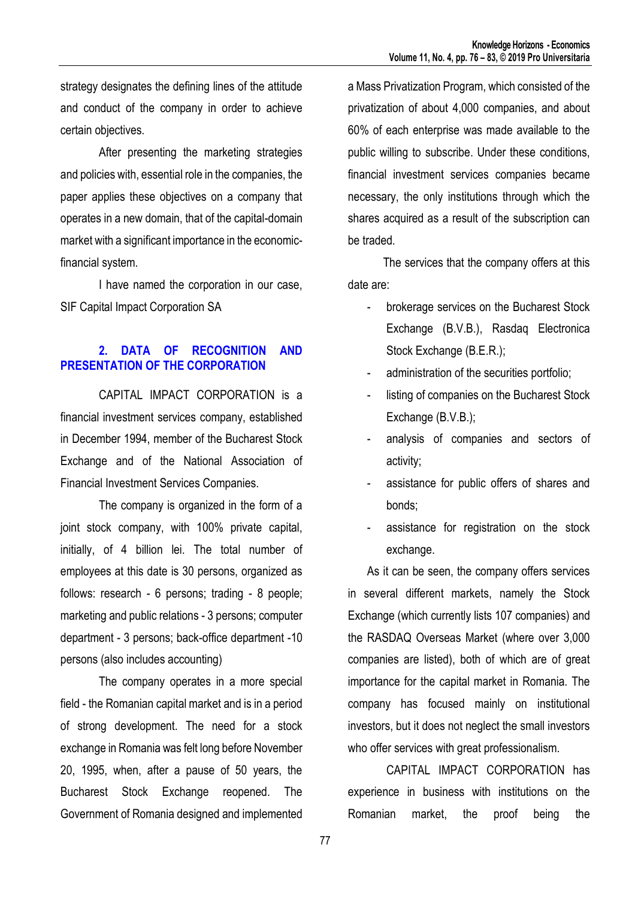strategy designates the defining lines of the attitude and conduct of the company in order to achieve certain objectives.

After presenting the marketing strategies and policies with, essential role in the companies, the paper applies these objectives on a company that operates in a new domain, that of the capital-domain market with a significant importance in the economic-financial system.

I have named the corporation in our case, SIF Capital Impact Corporation SA

## 2. DATA OF RECOGNITION AND PRESENTATION OF THE CORPORATION

CAPITAL IMPACT CORPORATION is a financial investment services company, established in December 1994, member of the Bucharest Stock Exchange and of the National Association of Financial Investment Services Companies.

The company is organized in the form of a joint stock company, with 100% private capital, initially, of 4 billion lei. The total number of employees at this date is 30 persons, organized as follows: research - 6 persons; trading - 8 people; marketing and public relations - 3 persons; computer department - 3 persons; back-office department -10 persons (also includes accounting)

The company operates in a more special field - the Romanian capital market and is in a period of strong development. The need for a stock exchange in Romania was felt long before November 20, 1995, when, after a pause of 50 years, the Bucharest Stock Exchange reopened. The Government of Romania designed and implemented a Mass Privatization Program, which consisted of the privatization of about 4,000 companies, and about 60% of each enterprise was made available to the public willing to subscribe. Under these conditions, financial investment services companies became necessary, the only institutions through which the shares acquired as a result of the subscription can be traded.

The services that the company offers at this date are:

- brokerage services on the Bucharest Stock Exchange (B.V.B.), Rasdaq Electronica Stock Exchange (B.E.R.);
- administration of the securities portfolio;
- listing of companies on the Bucharest Stock Exchange (B.V.B.);
- analysis of companies and sectors of activity;
- assistance for public offers of shares and bonds;
- assistance for registration on the stock exchange.

As it can be seen, the company offers services in several different markets, namely the Stock Exchange (which currently lists 107 companies) and the RASDAQ Overseas Market (where over 3,000 companies are listed), both of which are of great importance for the capital market in Romania. The company has focused mainly on institutional investors, but it does not neglect the small investors who offer services with great professionalism.

CAPITAL IMPACT CORPORATION has experience in business with institutions on the Romanian market, the proof being the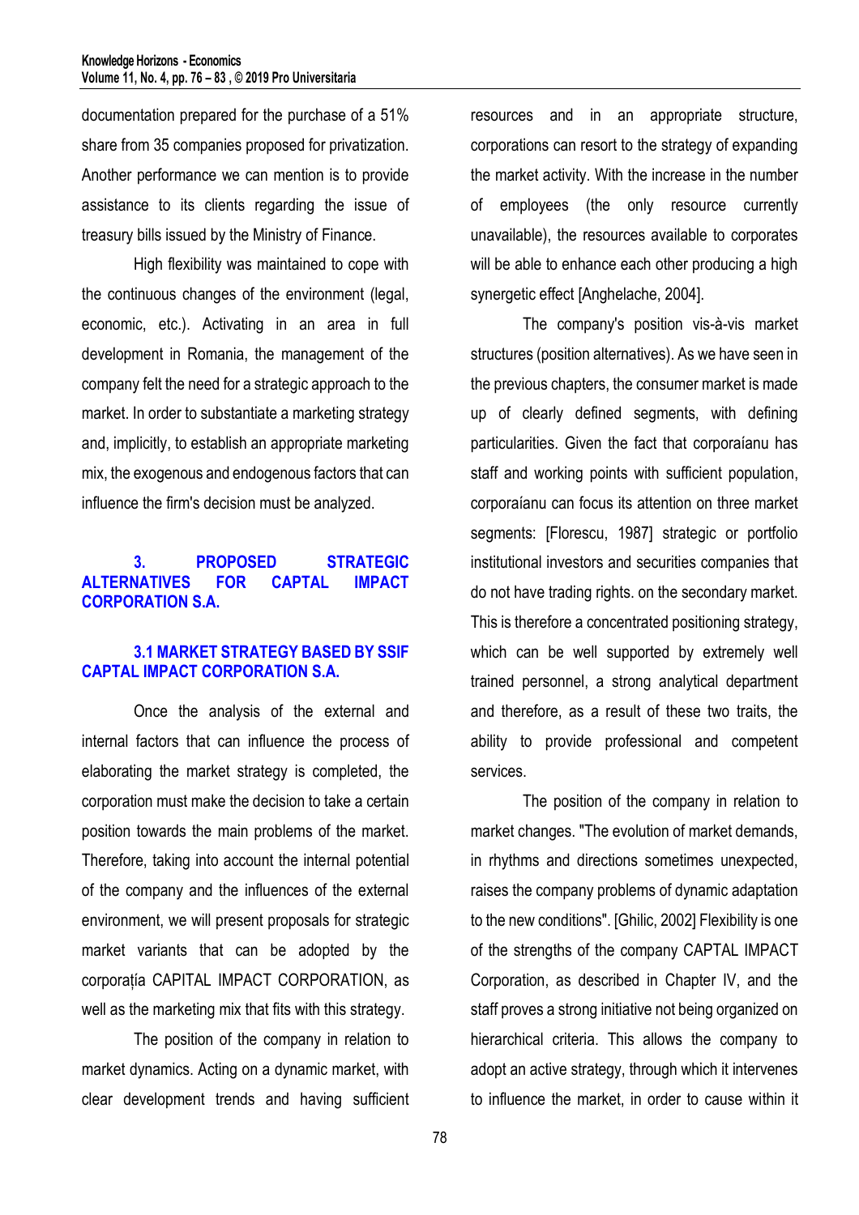documentation prepared for the purchase of a 51% share from 35 companies proposed for privatization. Another performance we can mention is to provide assistance to its clients regarding the issue of treasury bills issued by the Ministry of Finance.

High flexibility was maintained to cope with the continuous changes of the environment (legal, economic, etc.). Activating in an area in full development in Romania, the management of the company felt the need for a strategic approach to the market. In order to substantiate a marketing strategy and, implicitly, to establish an appropriate marketing mix, the exogenous and endogenous factors that can influence the firm's decision must be analyzed.

## 3. PROPOSED STRATEGIC ALTERNATIVES FOR CAPTAL IMPACT CORPORATION S.A.

### 3.1 MARKET STRATEGY BASED BY SSIF CAPTAL IMPACT CORPORATION S.A.

Once the analysis of the external and internal factors that can influence the process of elaborating the market strategy is completed, the corporation must make the decision to take a certain position towards the main problems of the market. Therefore, taking into account the internal potential of the company and the influences of the external environment, we will present proposals for strategic market variants that can be adopted by the corporația CAPITAL IMPACT CORPORATION, as well as the marketing mix that fits with this strategy.

The position of the company in relation to market dynamics. Acting on a dynamic market, with clear development trends and having sufficient resources and in an appropriate structure, corporations can resort to the strategy of expanding the market activity. With the increase in the number of employees (the only resource currently unavailable), the resources available to corporates will be able to enhance each other producing a high synergetic effect [Anghelache, 2004].

The company's position vis-à-vis market structures (position alternatives). As we have seen in the previous chapters, the consumer market is made up of clearly defined segments, with defining particularities. Given the fact that corporaíanu has staff and working points with sufficient population, corporaíanu can focus its attention on three market segments: [Florescu, 1987] strategic or portfolio institutional investors and securities companies that do not have trading rights. on the secondary market. This is therefore a concentrated positioning strategy, which can be well supported by extremely well trained personnel, a strong analytical department and therefore, as a result of these two traits, the ability to provide professional and competent services.

The position of the company in relation to market changes. "The evolution of market demands, in rhythms and directions sometimes unexpected, raises the company problems of dynamic adaptation to the new conditions". [Ghilic, 2002] Flexibility is one of the strengths of the company CAPTAL IMPACT Corporation, as described in Chapter IV, and the staff proves a strong initiative not being organized on hierarchical criteria. This allows the company to adopt an active strategy, through which it intervenes to influence the market, in order to cause within it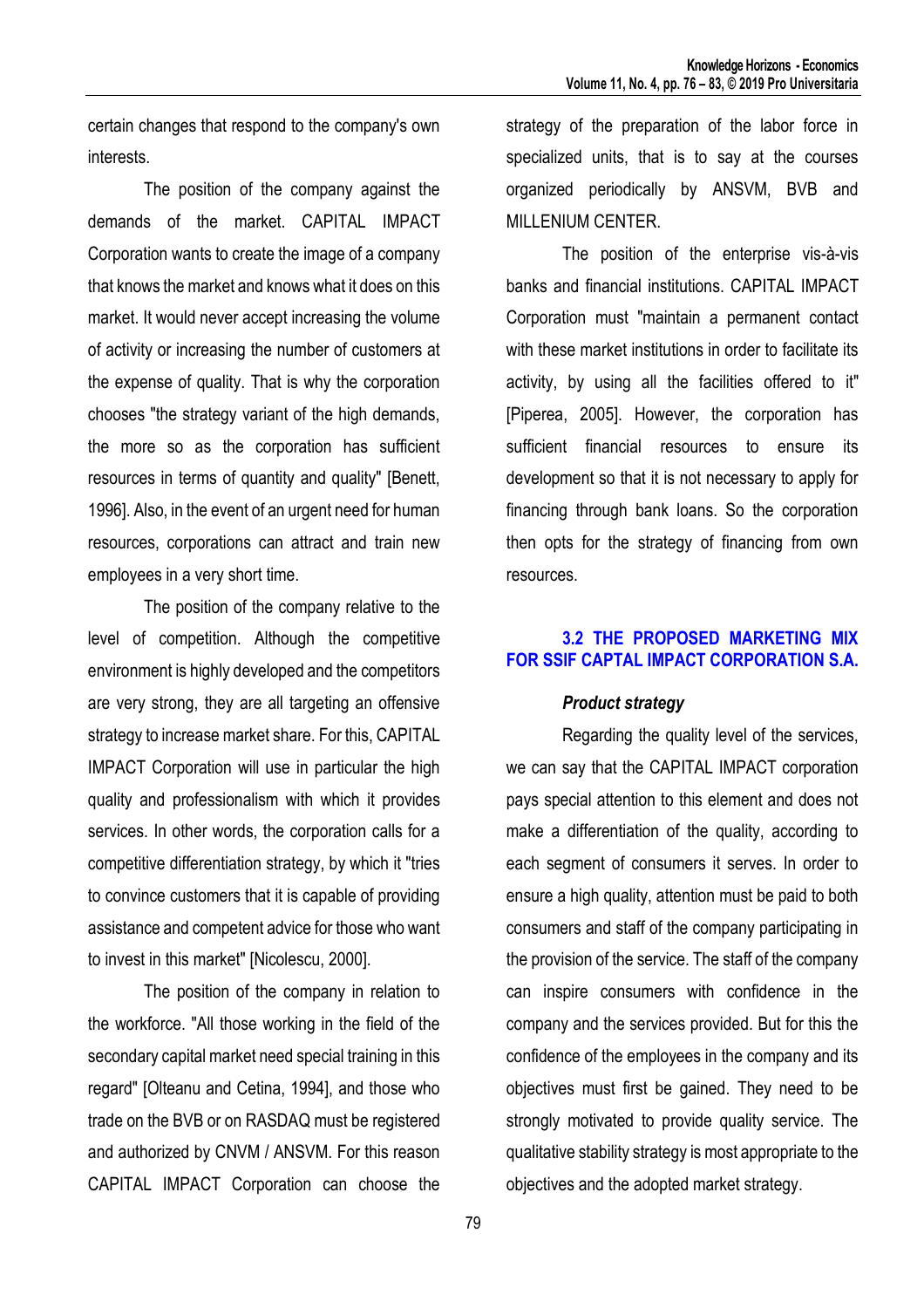certain changes that respond to the company's own interests.

The position of the company against the demands of the market. CAPITAL IMPACT Corporation wants to create the image of a company that knows the market and knows what it does on this market. It would never accept increasing the volume of activity or increasing the number of customers at the expense of quality. That is why the corporation chooses "the strategy variant of the high demands, the more so as the corporation has sufficient resources in terms of quantity and quality" [Benett, 1996]. Also, in the event of an urgent need for human resources, corporations can attract and train new employees in a very short time.

The position of the company relative to the level of competition. Although the competitive environment is highly developed and the competitors are very strong, they are all targeting an offensive strategy to increase market share. For this, CAPITAL IMPACT Corporation will use in particular the high quality and professionalism with which it provides services. In other words, the corporation calls for a competitive differentiation strategy, by which it "tries to convince customers that it is capable of providing assistance and competent advice for those who want to invest in this market" [Nicolescu, 2000].

The position of the company in relation to the workforce. "All those working in the field of the secondary capital market need special training in this regard" [Olteanu and Cetina, 1994], and those who trade on the BVB or on RASDAQ must be registered and authorized by CNVM / ANSVM. For this reason CAPITAL IMPACT Corporation can choose the strategy of the preparation of the labor force in specialized units, that is to say at the courses organized periodically by ANSVM, BVB and MILLENIUM CENTER.

The position of the enterprise vis-à-vis banks and financial institutions. CAPITAL IMPACT Corporation must "maintain a permanent contact with these market institutions in order to facilitate its activity, by using all the facilities offered to it" [Piperea, 2005]. However, the corporation has sufficient financial resources to ensure its development so that it is not necessary to apply for financing through bank loans. So the corporation then opts for the strategy of financing from own resources.

### 3.2 THE PROPOSED MARKETING MIX FOR SSIF CAPTAL IMPACT CORPORATION S.A.

***Product strategy***

Regarding the quality level of the services, we can say that the CAPITAL IMPACT corporation pays special attention to this element and does not make a differentiation of the quality, according to each segment of consumers it serves. In order to ensure a high quality, attention must be paid to both consumers and staff of the company participating in the provision of the service. The staff of the company can inspire consumers with confidence in the company and the services provided. But for this the confidence of the employees in the company and its objectives must first be gained. They need to be strongly motivated to provide quality service. The qualitative stability strategy is most appropriate to the objectives and the adopted market strategy.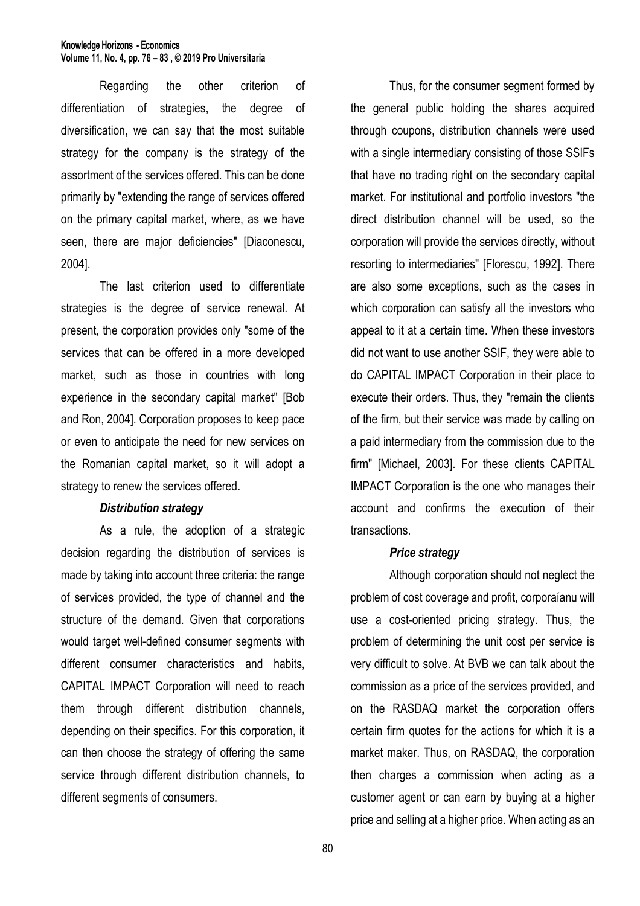Regarding the other criterion of differentiation of strategies, the degree of diversification, we can say that the most suitable strategy for the company is the strategy of the assortment of the services offered. This can be done primarily by "extending the range of services offered on the primary capital market, where, as we have seen, there are major deficiencies" [Diaconescu, 2004].

The last criterion used to differentiate strategies is the degree of service renewal. At present, the corporation provides only "some of the services that can be offered in a more developed market, such as those in countries with long experience in the secondary capital market" [Bob and Ron, 2004]. Corporation proposes to keep pace or even to anticipate the need for new services on the Romanian capital market, so it will adopt a strategy to renew the services offered.

***Distribution strategy***

As a rule, the adoption of a strategic decision regarding the distribution of services is made by taking into account three criteria: the range of services provided, the type of channel and the structure of the demand. Given that corporations would target well-defined consumer segments with different consumer characteristics and habits, CAPITAL IMPACT Corporation will need to reach them through different distribution channels, depending on their specifics. For this corporation, it can then choose the strategy of offering the same service through different distribution channels, to different segments of consumers.

Thus, for the consumer segment formed by the general public holding the shares acquired through coupons, distribution channels were used with a single intermediary consisting of those SSIFs that have no trading right on the secondary capital market. For institutional and portfolio investors "the direct distribution channel will be used, so the corporation will provide the services directly, without resorting to intermediaries" [Florescu, 1992]. There are also some exceptions, such as the cases in which corporation can satisfy all the investors who appeal to it at a certain time. When these investors did not want to use another SSIF, they were able to do CAPITAL IMPACT Corporation in their place to execute their orders. Thus, they "remain the clients of the firm, but their service was made by calling on a paid intermediary from the commission due to the firm" [Michael, 2003]. For these clients CAPITAL IMPACT Corporation is the one who manages their account and confirms the execution of their transactions.

***Price strategy***

Although corporation should not neglect the problem of cost coverage and profit, corporaíanu will use a cost-oriented pricing strategy. Thus, the problem of determining the unit cost per service is very difficult to solve. At BVB we can talk about the commission as a price of the services provided, and on the RASDAQ market the corporation offers certain firm quotes for the actions for which it is a market maker. Thus, on RASDAQ, the corporation then charges a commission when acting as a customer agent or can earn by buying at a higher price and selling at a higher price. When acting as an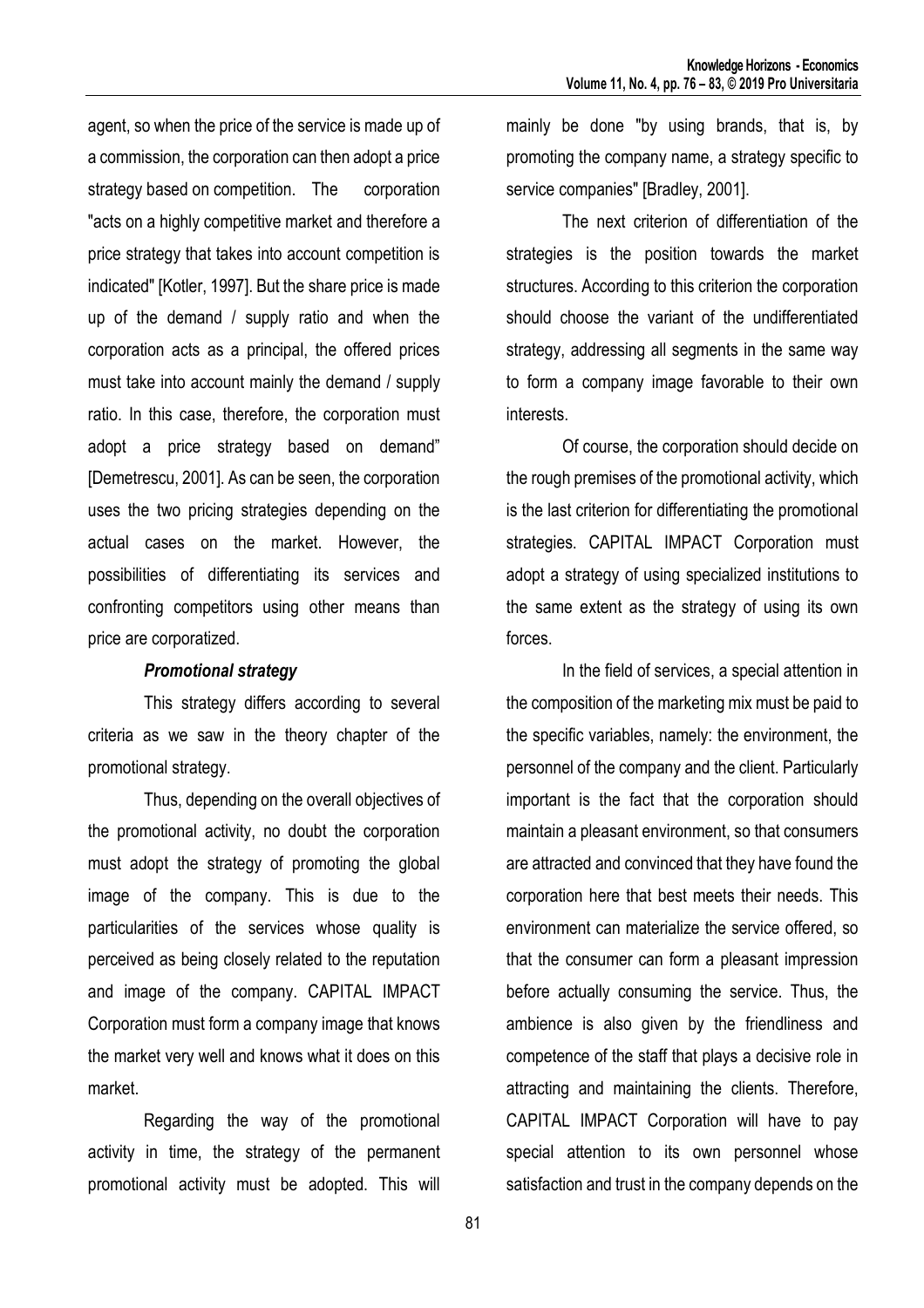agent, so when the price of the service is made up of a commission, the corporation can then adopt a price strategy based on competition. The corporation "acts on a highly competitive market and therefore a price strategy that takes into account competition is indicated" [Kotler, 1997]. But the share price is made up of the demand / supply ratio and when the corporation acts as a principal, the offered prices must take into account mainly the demand / supply ratio. In this case, therefore, the corporation must adopt a price strategy based on demand" [Demetrescu, 2001]. As can be seen, the corporation uses the two pricing strategies depending on the actual cases on the market. However, the possibilities of differentiating its services and confronting competitors using other means than price are corporatized.

***Promotional strategy***

This strategy differs according to several criteria as we saw in the theory chapter of the promotional strategy.

Thus, depending on the overall objectives of the promotional activity, no doubt the corporation must adopt the strategy of promoting the global image of the company. This is due to the particularities of the services whose quality is perceived as being closely related to the reputation and image of the company. CAPITAL IMPACT Corporation must form a company image that knows the market very well and knows what it does on this market.

Regarding the way of the promotional activity in time, the strategy of the permanent promotional activity must be adopted. This will mainly be done "by using brands, that is, by promoting the company name, a strategy specific to service companies" [Bradley, 2001].

The next criterion of differentiation of the strategies is the position towards the market structures. According to this criterion the corporation should choose the variant of the undifferentiated strategy, addressing all segments in the same way to form a company image favorable to their own interests.

Of course, the corporation should decide on the rough premises of the promotional activity, which is the last criterion for differentiating the promotional strategies. CAPITAL IMPACT Corporation must adopt a strategy of using specialized institutions to the same extent as the strategy of using its own forces.

In the field of services, a special attention in the composition of the marketing mix must be paid to the specific variables, namely: the environment, the personnel of the company and the client. Particularly important is the fact that the corporation should maintain a pleasant environment, so that consumers are attracted and convinced that they have found the corporation here that best meets their needs. This environment can materialize the service offered, so that the consumer can form a pleasant impression before actually consuming the service. Thus, the ambience is also given by the friendliness and competence of the staff that plays a decisive role in attracting and maintaining the clients. Therefore, CAPITAL IMPACT Corporation will have to pay special attention to its own personnel whose satisfaction and trust in the company depends on the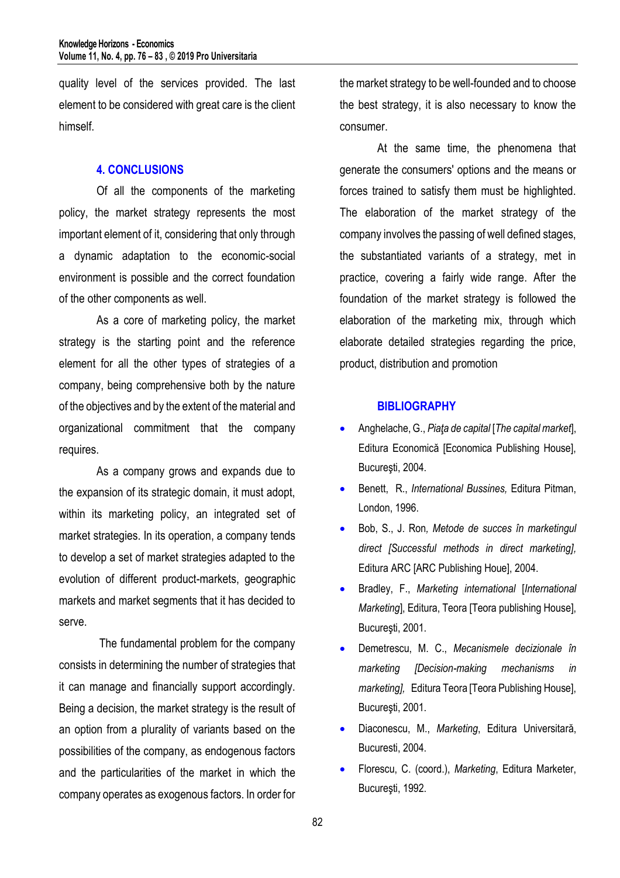quality level of the services provided. The last element to be considered with great care is the client himself.

## 4. CONCLUSIONS

Of all the components of the marketing policy, the market strategy represents the most important element of it, considering that only through a dynamic adaptation to the economic-social environment is possible and the correct foundation of the other components as well.

As a core of marketing policy, the market strategy is the starting point and the reference element for all the other types of strategies of a company, being comprehensive both by the nature of the objectives and by the extent of the material and organizational commitment that the company requires.

As a company grows and expands due to the expansion of its strategic domain, it must adopt, within its marketing policy, an integrated set of market strategies. In its operation, a company tends to develop a set of market strategies adapted to the evolution of different product-markets, geographic markets and market segments that it has decided to serve.

The fundamental problem for the company consists in determining the number of strategies that it can manage and financially support accordingly. Being a decision, the market strategy is the result of an option from a plurality of variants based on the possibilities of the company, as endogenous factors and the particularities of the market in which the company operates as exogenous factors. In order for the market strategy to be well-founded and to choose the best strategy, it is also necessary to know the consumer.

At the same time, the phenomena that generate the consumers' options and the means or forces trained to satisfy them must be highlighted. The elaboration of the market strategy of the company involves the passing of well defined stages, the substantiated variants of a strategy, met in practice, covering a fairly wide range. After the foundation of the market strategy is followed the elaboration of the marketing mix, through which elaborate detailed strategies regarding the price, product, distribution and promotion

## BIBLIOGRAPHY

- Anghelache, G., *Piaţa de capital* [*The capital market*], Editura Economică [Economica Publishing House], Bucureşti, 2004.
- Benett, R., *International Bussines,* Editura Pitman, London, 1996.
- Bob, S., J. Ron*, Metode de succes în marketingul direct [Successful methods in direct marketing],* Editura ARC [ARC Publishing Houe], 2004.
- Bradley, F., *Marketing international* [*International Marketing*], Editura, Teora [Teora publishing House], Bucureşti, 2001.
- Demetrescu, M. C., *Mecanismele decizionale în marketing [Decision-making mechanisms in marketing],* Editura Teora [Teora Publishing House], Bucureşti, 2001.
- Diaconescu, M., *Marketing*, Editura Universitară, Bucuresti, 2004.
- Florescu, C. (coord.), *Marketing*, Editura Marketer, Bucureşti, 1992.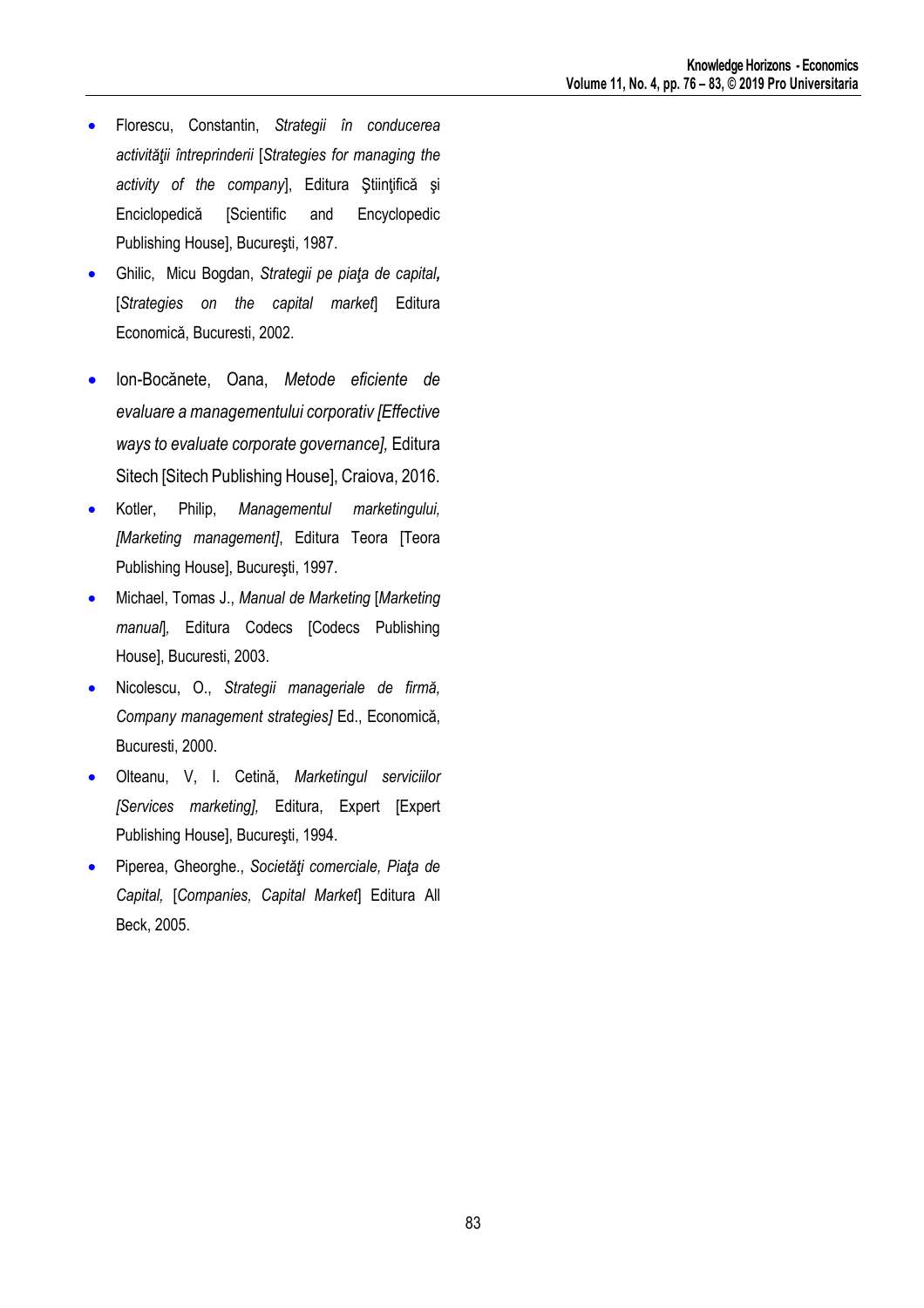- Florescu, Constantin, *Strategii în conducerea activităţii întreprinderii* [*Strategies for managing the activity of the company*], Editura Ştiinţifică şi Enciclopedică [Scientific and Encyclopedic Publishing House], Bucureşti, 1987.
- Ghilic, Micu Bogdan, *Strategii pe piaţa de capital,* [*Strategies on the capital market*] Editura Economică, Bucuresti, 2002.
- Ion-Bocănete, Oana, *Metode eficiente de evaluare a managementului corporativ [Effective ways to evaluate corporate governance],* Editura Sitech [Sitech Publishing House], Craiova, 2016.
- Kotler, Philip, *Managementul marketingului, [Marketing management]*, Editura Teora [Teora Publishing House], Bucureşti, 1997.
- Michael, Tomas J., *Manual de Marketing* [*Marketing manual*], Editura Codecs [Codecs Publishing House], Bucuresti, 2003.
- Nicolescu, O., *Strategii manageriale de firmă, Company management strategies]* Ed., Economică, Bucuresti, 2000.
- Olteanu, V, I. Cetină, *Marketingul serviciilor [Services marketing],* Editura, Expert [Expert Publishing House], Bucureşti, 1994.
- Piperea, Gheorghe., *Societăţi comerciale, Piaţa de Capital,* [*Companies, Capital Market*] Editura All Beck, 2005.